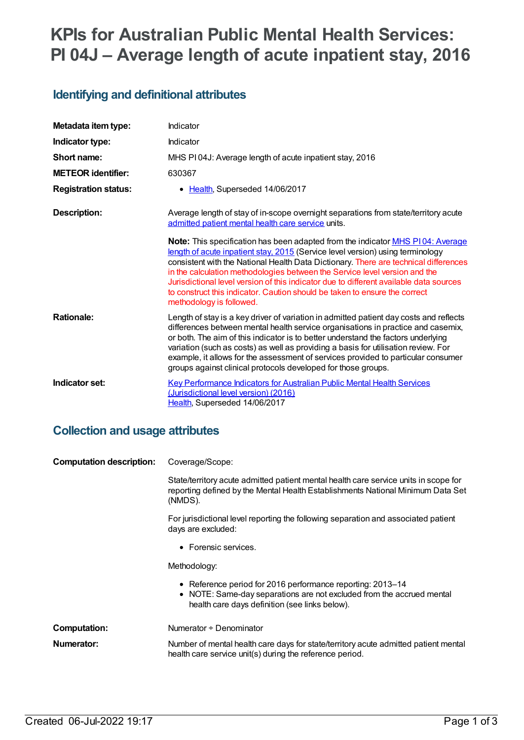# KPIs for Australian Public Mental Health Services: PI 04J – Average length of acute inpatient stay, 2016

## Identifying and definitional attributes

| | |
|---|---|
| **Metadata item type:** | Indicator |
| **Indicator type:** | Indicator |
| **Short name:** | MHS PI 04J: Average length of acute inpatient stay, 2016 |
| **METEOR identifier:** | 630367 |
| **Registration status:** | • Health, Superseded 14/06/2017 |
| **Description:** | Average length of stay of in-scope overnight separations from state/territory acute admitted patient mental health care service units. |

**Note:** This specification has been adapted from the indicator MHS PI 04: Average length of acute inpatient stay, 2015 (Service level version) using terminology consistent with the National Health Data Dictionary. There are technical differences in the calculation methodologies between the Service level version and the Jurisdictional level version of this indicator due to different available data sources to construct this indicator. Caution should be taken to ensure the correct methodology is followed.

**Rationale:** Length of stay is a key driver of variation in admitted patient day costs and reflects differences between mental health service organisations in practice and casemix, or both. The aim of this indicator is to better understand the factors underlying variation (such as costs) as well as providing a basis for utilisation review. For example, it allows for the assessment of services provided to particular consumer groups against clinical protocols developed for those groups.

**Indicator set:** Key Performance Indicators for Australian Public Mental Health Services (Jurisdictional level version) (2016)
Health, Superseded 14/06/2017

## Collection and usage attributes

**Computation description:** Coverage/Scope:

State/territory acute admitted patient mental health care service units in scope for reporting defined by the Mental Health Establishments National Minimum Data Set (NMDS).

For jurisdictional level reporting the following separation and associated patient days are excluded:

- Forensic services.

Methodology:

- Reference period for 2016 performance reporting: 2013–14
- NOTE: Same-day separations are not excluded from the accrued mental health care days definition (see links below).

**Computation:** Numerator ÷ Denominator

**Numerator:** Number of mental health care days for state/territory acute admitted patient mental health care service unit(s) during the reference period.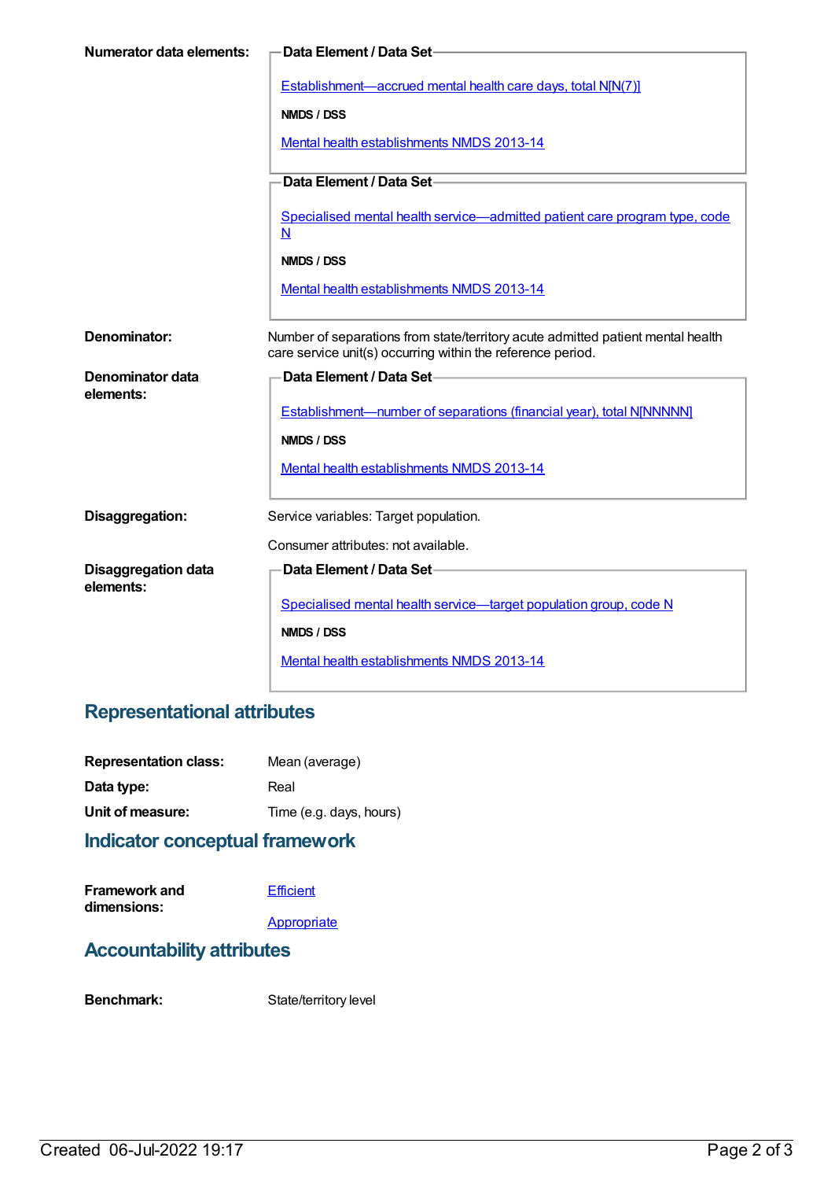**Numerator data elements:**

**Data Element / Data Set**

Establishment—accrued mental health care days, total N[N(7)]

**NMDS / DSS**

Mental health establishments NMDS 2013-14

**Data Element / Data Set**

Specialised mental health service—admitted patient care program type, code N

**NMDS / DSS**

Mental health establishments NMDS 2013-14

**Denominator:** Number of separations from state/territory acute admitted patient mental health care service unit(s) occurring within the reference period.

**Denominator data elements:**

**Data Element / Data Set**

Establishment—number of separations (financial year), total N[NNNNN]

**NMDS / DSS**

Mental health establishments NMDS 2013-14

**Disaggregation:** Service variables: Target population.

Consumer attributes: not available.

**Disaggregation data elements:**

**Data Element / Data Set**

Specialised mental health service—target population group, code N

**NMDS / DSS**

Mental health establishments NMDS 2013-14

## Representational attributes

**Representation class:** Mean (average)

**Data type:** Real

**Unit of measure:** Time (e.g. days, hours)

## Indicator conceptual framework

**Framework and dimensions:**

Efficient

Appropriate

## Accountability attributes

**Benchmark:** State/territory level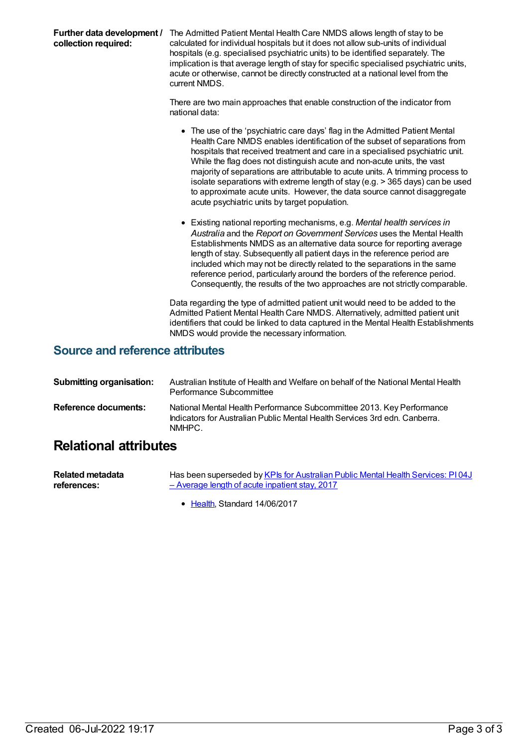**Further data development / collection required:** The Admitted Patient Mental Health Care NMDS allows length of stay to be calculated for individual hospitals but it does not allow sub-units of individual hospitals (e.g. specialised psychiatric units) to be identified separately. The implication is that average length of stay for specific specialised psychiatric units, acute or otherwise, cannot be directly constructed at a national level from the current NMDS.

There are two main approaches that enable construction of the indicator from national data:

- The use of the 'psychiatric care days' flag in the Admitted Patient Mental Health Care NMDS enables identification of the subset of separations from hospitals that received treatment and care in a specialised psychiatric unit. While the flag does not distinguish acute and non-acute units, the vast majority of separations are attributable to acute units. A trimming process to isolate separations with extreme length of stay (e.g. > 365 days) can be used to approximate acute units. However, the data source cannot disaggregate acute psychiatric units by target population.
- Existing national reporting mechanisms, e.g. *Mental health services in Australia* and the *Report on Government Services* uses the Mental Health Establishments NMDS as an alternative data source for reporting average length of stay. Subsequently all patient days in the reference period are included which may not be directly related to the separations in the same reference period, particularly around the borders of the reference period. Consequently, the results of the two approaches are not strictly comparable.

Data regarding the type of admitted patient unit would need to be added to the Admitted Patient Mental Health Care NMDS. Alternatively, admitted patient unit identifiers that could be linked to data captured in the Mental Health Establishments NMDS would provide the necessary information.

## Source and reference attributes

**Submitting organisation:** Australian Institute of Health and Welfare on behalf of the National Mental Health Performance Subcommittee

**Reference documents:** National Mental Health Performance Subcommittee 2013. Key Performance Indicators for Australian Public Mental Health Services 3rd edn. Canberra. NMHPC.

# Relational attributes

**Related metadata references:** Has been superseded by KPIs for Australian Public Mental Health Services: PI 04J – Average length of acute inpatient stay, 2017

- Health, Standard 14/06/2017